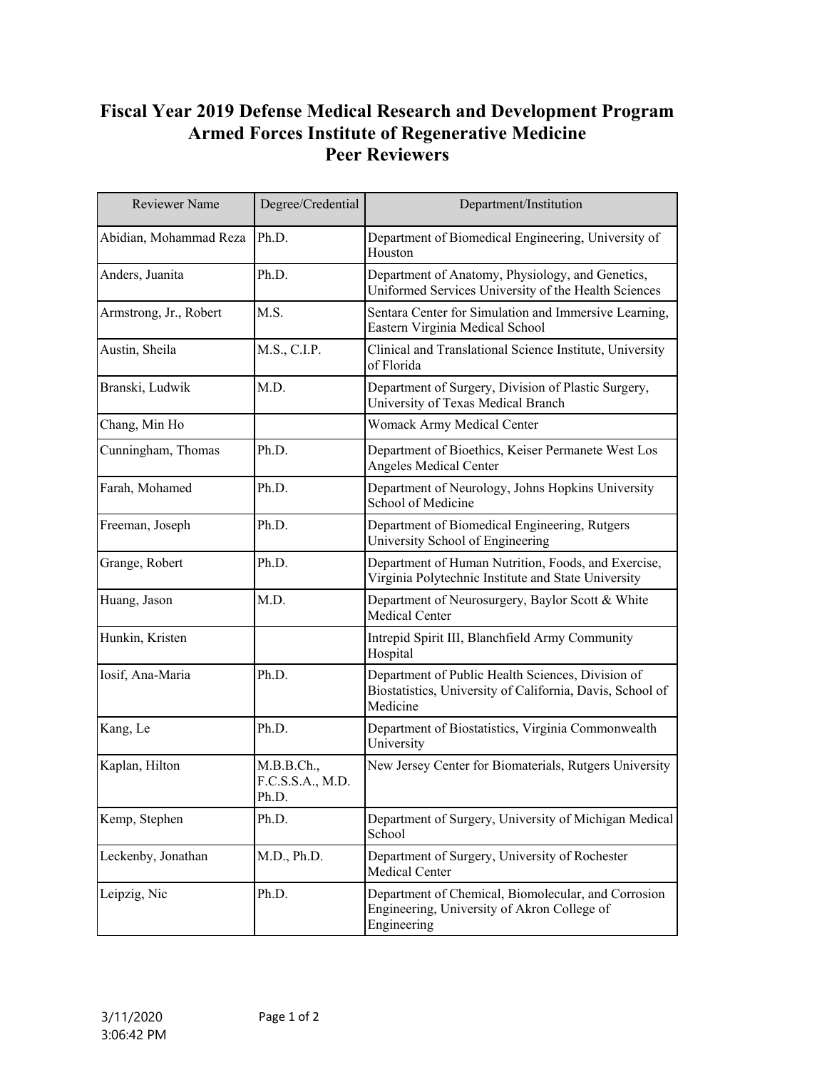# Fiscal Year 2019 Defense Medical Research and Development Program Armed Forces Institute of Regenerative Medicine Peer Reviewers

| Reviewer Name | Degree/Credential | Department/Institution |
|---|---|---|
| Abidian, Mohammad Reza | Ph.D. | Department of Biomedical Engineering, University of Houston |
| Anders, Juanita | Ph.D. | Department of Anatomy, Physiology, and Genetics, Uniformed Services University of the Health Sciences |
| Armstrong, Jr., Robert | M.S. | Sentara Center for Simulation and Immersive Learning, Eastern Virginia Medical School |
| Austin, Sheila | M.S., C.I.P. | Clinical and Translational Science Institute, University of Florida |
| Branski, Ludwik | M.D. | Department of Surgery, Division of Plastic Surgery, University of Texas Medical Branch |
| Chang, Min Ho | | Womack Army Medical Center |
| Cunningham, Thomas | Ph.D. | Department of Bioethics, Keiser Permanete West Los Angeles Medical Center |
| Farah, Mohamed | Ph.D. | Department of Neurology, Johns Hopkins University School of Medicine |
| Freeman, Joseph | Ph.D. | Department of Biomedical Engineering, Rutgers University School of Engineering |
| Grange, Robert | Ph.D. | Department of Human Nutrition, Foods, and Exercise, Virginia Polytechnic Institute and State University |
| Huang, Jason | M.D. | Department of Neurosurgery, Baylor Scott & White Medical Center |
| Hunkin, Kristen | | Intrepid Spirit III, Blanchfield Army Community Hospital |
| Iosif, Ana-Maria | Ph.D. | Department of Public Health Sciences, Division of Biostatistics, University of California, Davis, School of Medicine |
| Kang, Le | Ph.D. | Department of Biostatistics, Virginia Commonwealth University |
| Kaplan, Hilton | M.B.B.Ch., F.C.S.S.A., M.D. Ph.D. | New Jersey Center for Biomaterials, Rutgers University |
| Kemp, Stephen | Ph.D. | Department of Surgery, University of Michigan Medical School |
| Leckenby, Jonathan | M.D., Ph.D. | Department of Surgery, University of Rochester Medical Center |
| Leipzig, Nic | Ph.D. | Department of Chemical, Biomolecular, and Corrosion Engineering, University of Akron College of Engineering |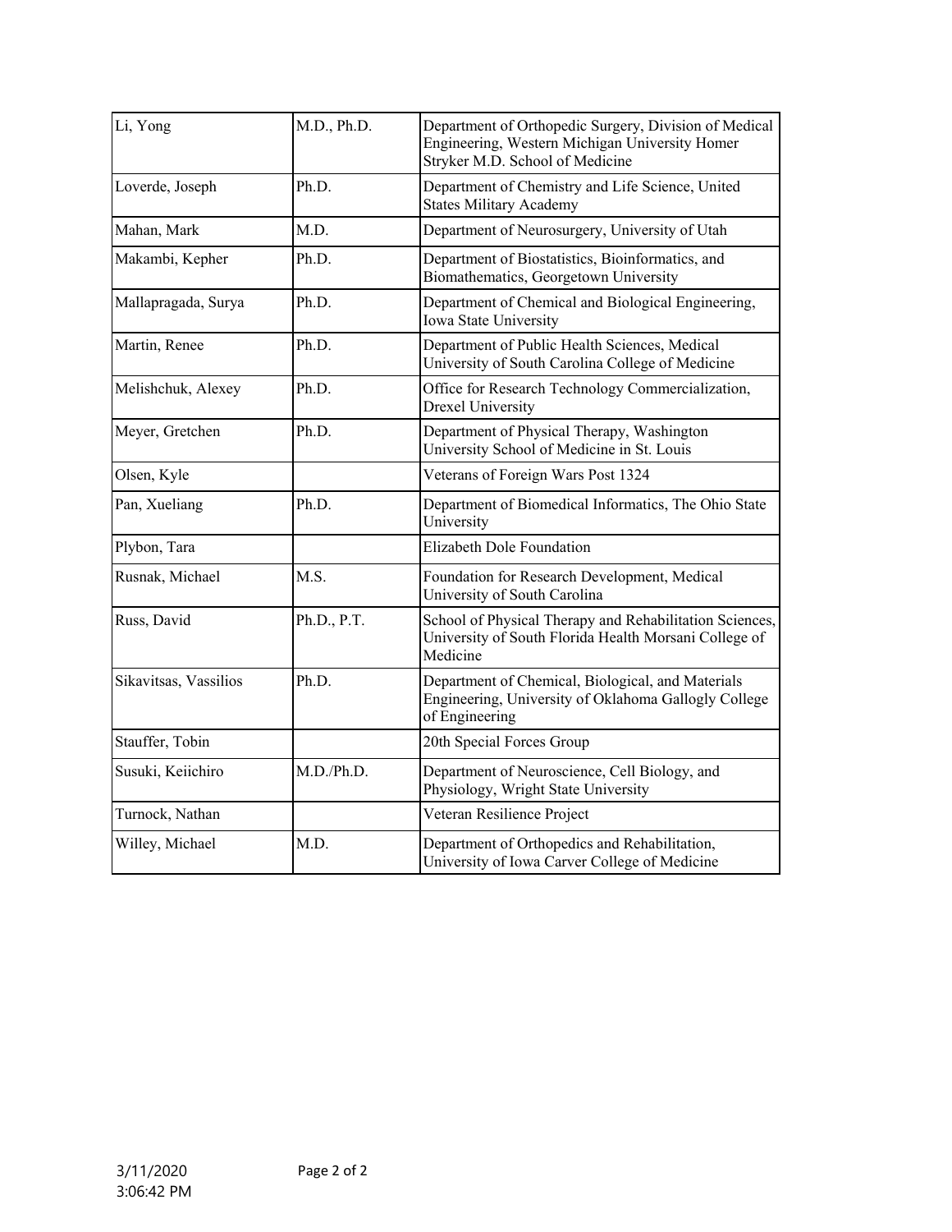| | | |
|---|---|---|
| Li, Yong | M.D., Ph.D. | Department of Orthopedic Surgery, Division of Medical Engineering, Western Michigan University Homer Stryker M.D. School of Medicine |
| Loverde, Joseph | Ph.D. | Department of Chemistry and Life Science, United States Military Academy |
| Mahan, Mark | M.D. | Department of Neurosurgery, University of Utah |
| Makambi, Kepher | Ph.D. | Department of Biostatistics, Bioinformatics, and Biomathematics, Georgetown University |
| Mallapragada, Surya | Ph.D. | Department of Chemical and Biological Engineering, Iowa State University |
| Martin, Renee | Ph.D. | Department of Public Health Sciences, Medical University of South Carolina College of Medicine |
| Melishchuk, Alexey | Ph.D. | Office for Research Technology Commercialization, Drexel University |
| Meyer, Gretchen | Ph.D. | Department of Physical Therapy, Washington University School of Medicine in St. Louis |
| Olsen, Kyle | | Veterans of Foreign Wars Post 1324 |
| Pan, Xueliang | Ph.D. | Department of Biomedical Informatics, The Ohio State University |
| Plybon, Tara | | Elizabeth Dole Foundation |
| Rusnak, Michael | M.S. | Foundation for Research Development, Medical University of South Carolina |
| Russ, David | Ph.D., P.T. | School of Physical Therapy and Rehabilitation Sciences, University of South Florida Health Morsani College of Medicine |
| Sikavitsas, Vassilios | Ph.D. | Department of Chemical, Biological, and Materials Engineering, University of Oklahoma Gallogly College of Engineering |
| Stauffer, Tobin | | 20th Special Forces Group |
| Susuki, Keiichiro | M.D./Ph.D. | Department of Neuroscience, Cell Biology, and Physiology, Wright State University |
| Turnock, Nathan | | Veteran Resilience Project |
| Willey, Michael | M.D. | Department of Orthopedics and Rehabilitation, University of Iowa Carver College of Medicine |

3/11/2020
3:06:42 PM